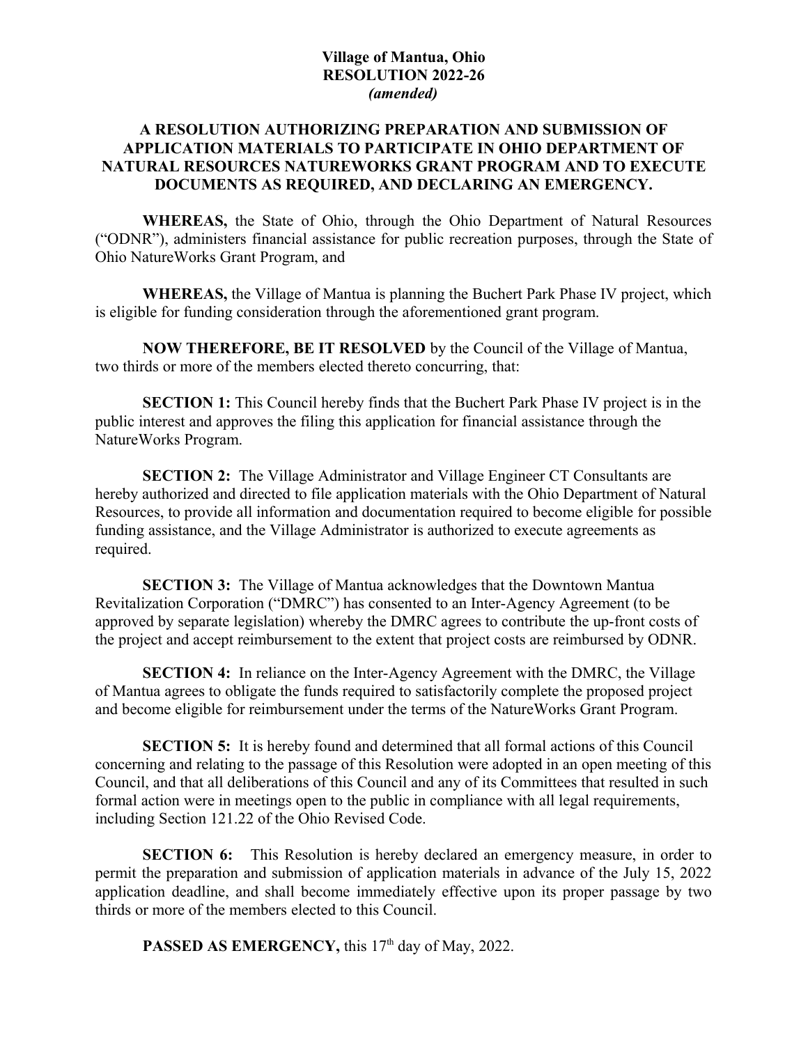**Village of Mantua, Ohio**
**RESOLUTION 2022-26**
***(amended)***

**A RESOLUTION AUTHORIZING PREPARATION AND SUBMISSION OF APPLICATION MATERIALS TO PARTICIPATE IN OHIO DEPARTMENT OF NATURAL RESOURCES NATUREWORKS GRANT PROGRAM AND TO EXECUTE DOCUMENTS AS REQUIRED, AND DECLARING AN EMERGENCY.**

**WHEREAS,** the State of Ohio, through the Ohio Department of Natural Resources ("ODNR"), administers financial assistance for public recreation purposes, through the State of Ohio NatureWorks Grant Program, and

**WHEREAS,** the Village of Mantua is planning the Buchert Park Phase IV project, which is eligible for funding consideration through the aforementioned grant program.

**NOW THEREFORE, BE IT RESOLVED** by the Council of the Village of Mantua, two thirds or more of the members elected thereto concurring, that:

**SECTION 1:** This Council hereby finds that the Buchert Park Phase IV project is in the public interest and approves the filing this application for financial assistance through the NatureWorks Program.

**SECTION 2:** The Village Administrator and Village Engineer CT Consultants are hereby authorized and directed to file application materials with the Ohio Department of Natural Resources, to provide all information and documentation required to become eligible for possible funding assistance, and the Village Administrator is authorized to execute agreements as required.

**SECTION 3:** The Village of Mantua acknowledges that the Downtown Mantua Revitalization Corporation ("DMRC") has consented to an Inter-Agency Agreement (to be approved by separate legislation) whereby the DMRC agrees to contribute the up-front costs of the project and accept reimbursement to the extent that project costs are reimbursed by ODNR.

**SECTION 4:** In reliance on the Inter-Agency Agreement with the DMRC, the Village of Mantua agrees to obligate the funds required to satisfactorily complete the proposed project and become eligible for reimbursement under the terms of the NatureWorks Grant Program.

**SECTION 5:** It is hereby found and determined that all formal actions of this Council concerning and relating to the passage of this Resolution were adopted in an open meeting of this Council, and that all deliberations of this Council and any of its Committees that resulted in such formal action were in meetings open to the public in compliance with all legal requirements, including Section 121.22 of the Ohio Revised Code.

**SECTION 6:** This Resolution is hereby declared an emergency measure, in order to permit the preparation and submission of application materials in advance of the July 15, 2022 application deadline, and shall become immediately effective upon its proper passage by two thirds or more of the members elected to this Council.

**PASSED AS EMERGENCY,** this 17th day of May, 2022.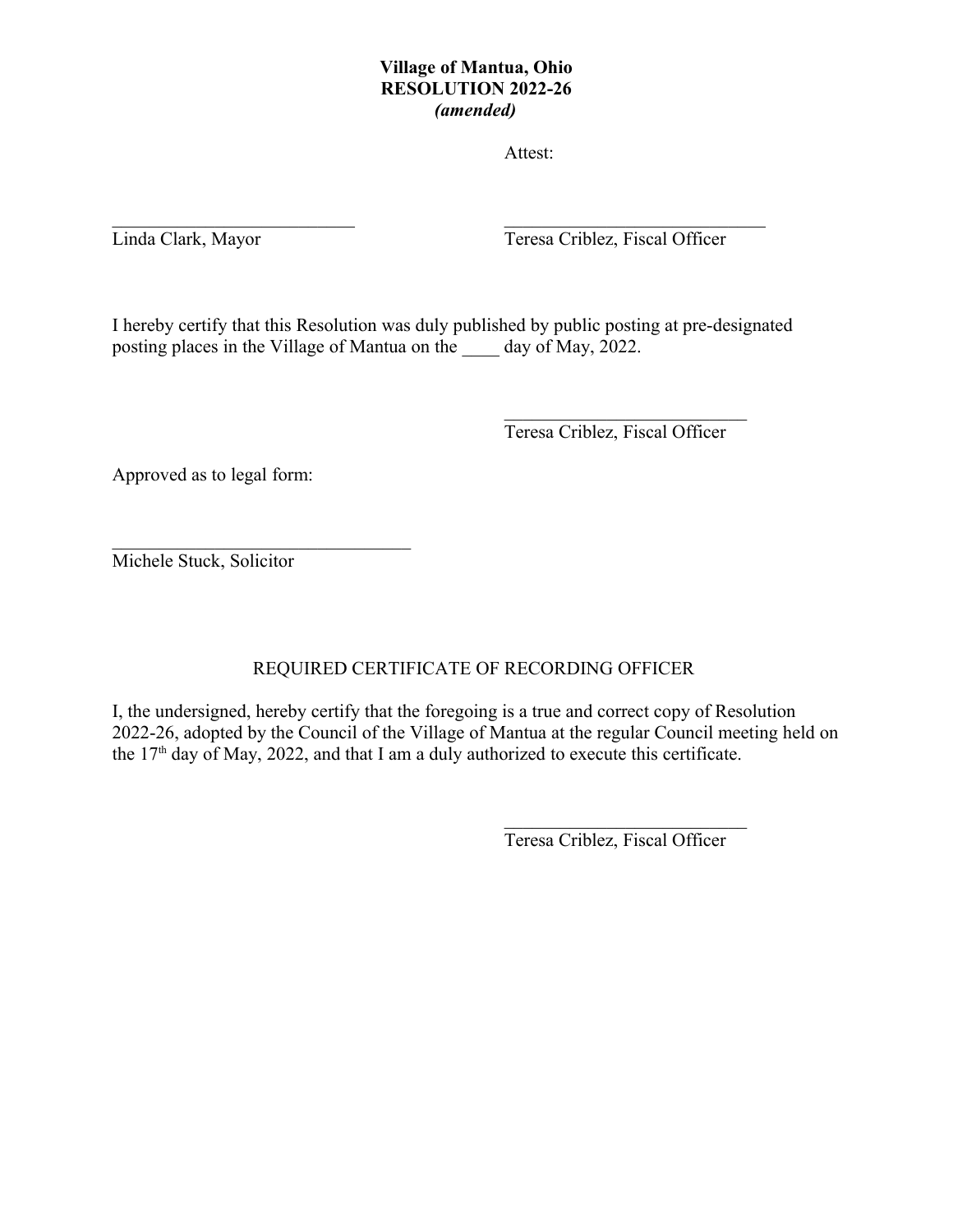**Village of Mantua, Ohio**
**RESOLUTION 2022-26**
***(amended)***

Attest:

\_\_\_\_\_\_\_\_\_\_\_\_\_\_\_\_\_\_\_\_\_\_\_\_\_\_\_ \_\_\_\_\_\_\_\_\_\_\_\_\_\_\_\_\_\_\_\_\_\_\_\_\_\_\_\_\_\_

Linda Clark, Mayor Teresa Criblez, Fiscal Officer

I hereby certify that this Resolution was duly published by public posting at pre-designated posting places in the Village of Mantua on the ____ day of May, 2022.

\_\_\_\_\_\_\_\_\_\_\_\_\_\_\_\_\_\_\_\_\_\_\_\_\_\_\_

Teresa Criblez, Fiscal Officer

Approved as to legal form:

\_\_\_\_\_\_\_\_\_\_\_\_\_\_\_\_\_\_\_\_\_\_\_\_\_\_\_\_\_\_\_\_\_

Michele Stuck, Solicitor

REQUIRED CERTIFICATE OF RECORDING OFFICER

I, the undersigned, hereby certify that the foregoing is a true and correct copy of Resolution 2022-26, adopted by the Council of the Village of Mantua at the regular Council meeting held on the 17th day of May, 2022, and that I am a duly authorized to execute this certificate.

\_\_\_\_\_\_\_\_\_\_\_\_\_\_\_\_\_\_\_\_\_\_\_\_\_\_\_

Teresa Criblez, Fiscal Officer